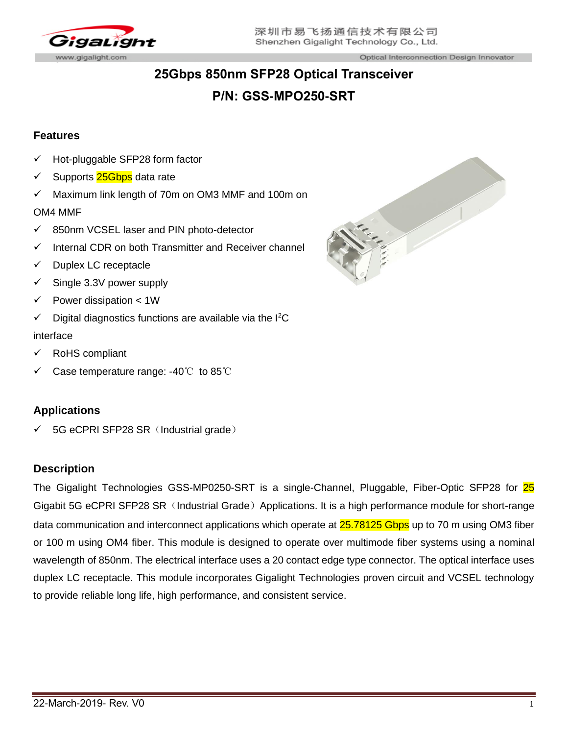# 25Gbps 850nm SFP28 Optical Transceiver

# P/N: GSS-MPO250-SRT

## Features

- ✓ Hot-pluggable SFP28 form factor
- ✓ Supports 25Gbps data rate
- ✓ Maximum link length of 70m on OM3 MMF and 100m on OM4 MMF
- ✓ 850nm VCSEL laser and PIN photo-detector
- ✓ Internal CDR on both Transmitter and Receiver channel
- ✓ Duplex LC receptacle
- ✓ Single 3.3V power supply
- ✓ Power dissipation < 1W
- ✓ Digital diagnostics functions are available via the $I^2C$ interface
- ✓ RoHS compliant
- ✓ Case temperature range: -40℃ to 85℃

## Applications

- ✓ 5G eCPRI SFP28 SR（Industrial grade）

## Description

The Gigalight Technologies GSS-MP0250-SRT is a single-Channel, Pluggable, Fiber-Optic SFP28 for 25 Gigabit 5G eCPRI SFP28 SR（Industrial Grade）Applications. It is a high performance module for short-range data communication and interconnect applications which operate at 25.78125 Gbps up to 70 m using OM3 fiber or 100 m using OM4 fiber. This module is designed to operate over multimode fiber systems using a nominal wavelength of 850nm. The electrical interface uses a 20 contact edge type connector. The optical interface uses duplex LC receptacle. This module incorporates Gigalight Technologies proven circuit and VCSEL technology to provide reliable long life, high performance, and consistent service.

22-March-2019- Rev. V0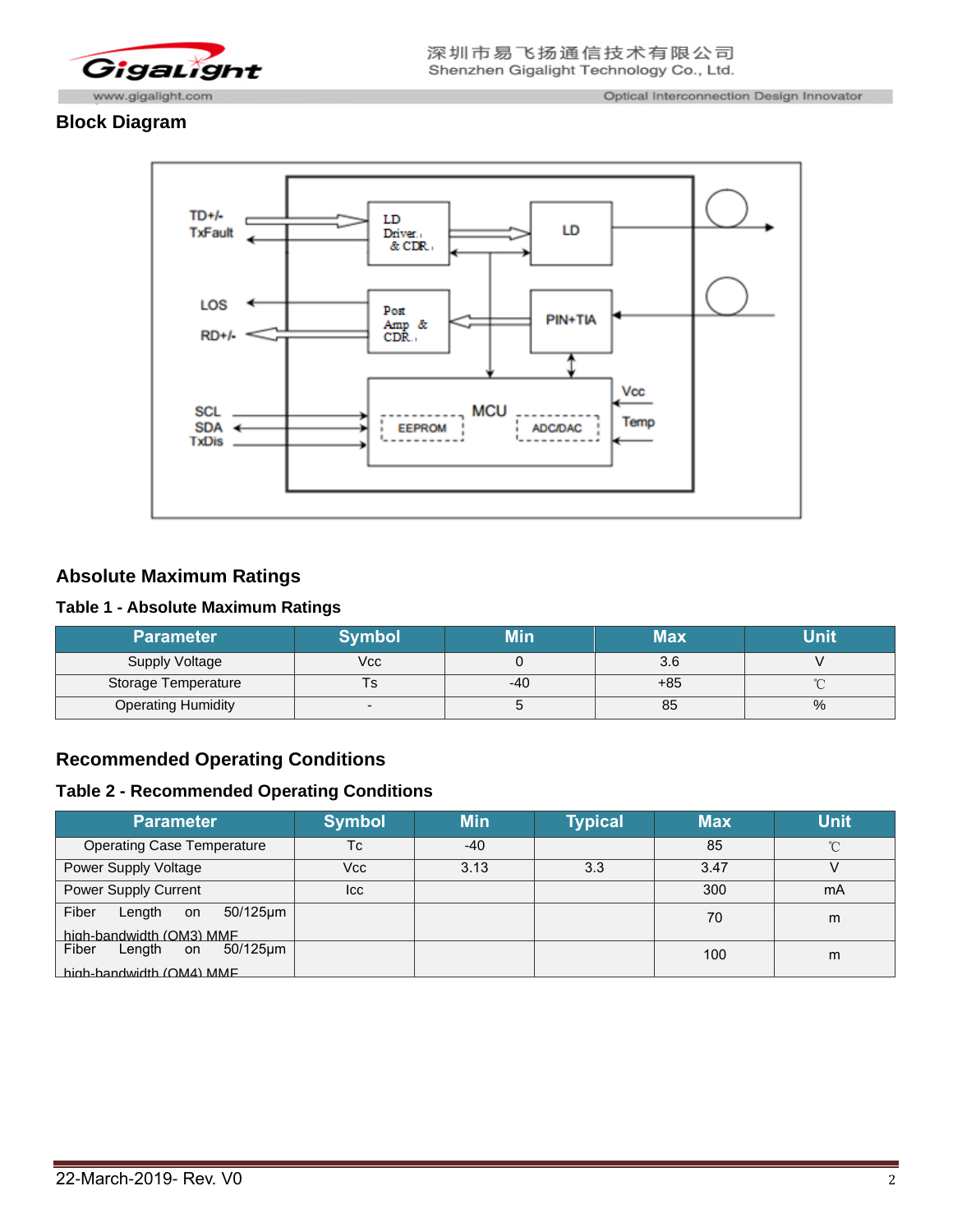## Block Diagram

## Absolute Maximum Ratings

### Table 1 - Absolute Maximum Ratings

| Parameter | Symbol | Min | Max | Unit |
|---|---|---|---|---|
| Supply Voltage | Vcc | 0 | 3.6 | V |
| Storage Temperature | Ts | -40 | +85 | ℃ |
| Operating Humidity | - | 5 | 85 | % |

## Recommended Operating Conditions

### Table 2 - Recommended Operating Conditions

| Parameter | Symbol | Min | Typical | Max | Unit |
|---|---|---|---|---|---|
| Operating Case Temperature | Tc | -40 | | 85 | ℃ |
| Power Supply Voltage | Vcc | 3.13 | 3.3 | 3.47 | V |
| Power Supply Current | Icc | | | 300 | mA |
| Fiber Length on 50/125μm high-bandwidth (OM3) MMF | | | | 70 | m |
| Fiber Length on 50/125μm high-bandwidth (OM4) MMF | | | | 100 | m |

22-March-2019- Rev. V0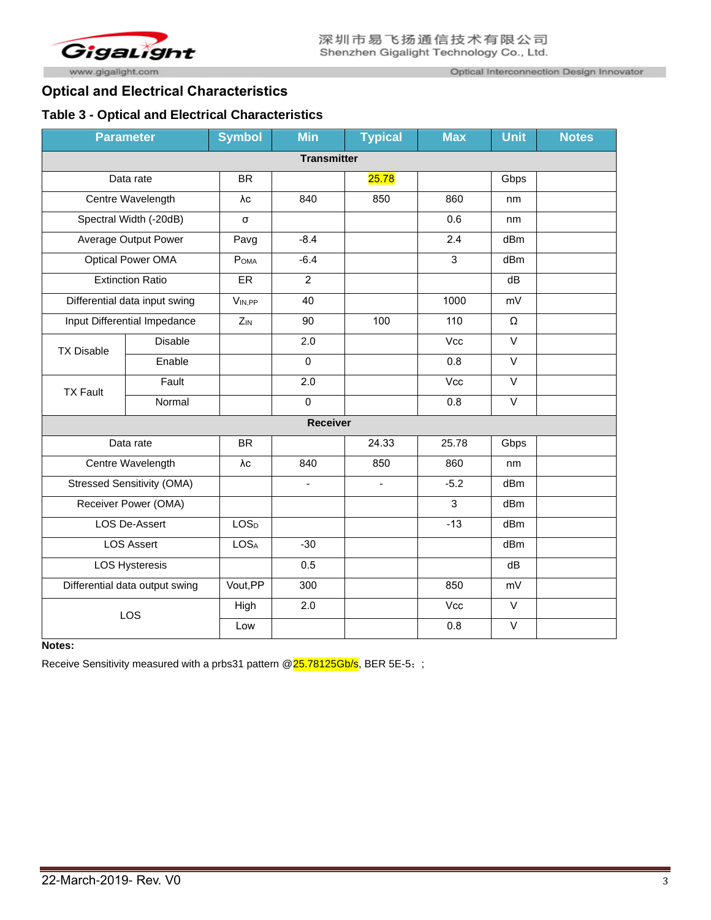## Optical and Electrical Characteristics

### Table 3 - Optical and Electrical Characteristics

| Parameter | | Symbol | Min | Typical | Max | Unit | Notes |
|---|---|---|---|---|---|---|---|
| **Transmitter** | | | | | | | |
| Data rate | | BR | | 25.78 | | Gbps | |
| Centre Wavelength | | λc | 840 | 850 | 860 | nm | |
| Spectral Width (-20dB) | | σ | | | 0.6 | nm | |
| Average Output Power | | Pavg | -8.4 | | 2.4 | dBm | |
| Optical Power OMA | | $P_{OMA}$ | -6.4 | | 3 | dBm | |
| Extinction Ratio | | ER | 2 | | | dB | |
| Differential data input swing | | $V_{IN,PP}$ | 40 | | 1000 | mV | |
| Input Differential Impedance | | $Z_{IN}$ | 90 | 100 | 110 | Ω | |
| TX Disable | Disable | | 2.0 | | Vcc | V | |
| | Enable | | 0 | | 0.8 | V | |
| TX Fault | Fault | | 2.0 | | Vcc | V | |
| | Normal | | 0 | | 0.8 | V | |
| **Receiver** | | | | | | | |
| Data rate | | BR | | 24.33 | 25.78 | Gbps | |
| Centre Wavelength | | λc | 840 | 850 | 860 | nm | |
| Stressed Sensitivity (OMA) | | | - | - | -5.2 | dBm | |
| Receiver Power (OMA) | | | | | 3 | dBm | |
| LOS De-Assert | | $LOS_D$ | | | -13 | dBm | |
| LOS Assert | | $LOS_A$ | -30 | | | dBm | |
| LOS Hysteresis | | | 0.5 | | | dB | |
| Differential data output swing | | Vout,PP | 300 | | 850 | mV | |
| LOS | | High | 2.0 | | Vcc | V | |
| | | Low | | | 0.8 | V | |

**Notes:**

Receive Sensitivity measured with a prbs31 pattern @25.78125Gb/s, BER 5E-5；；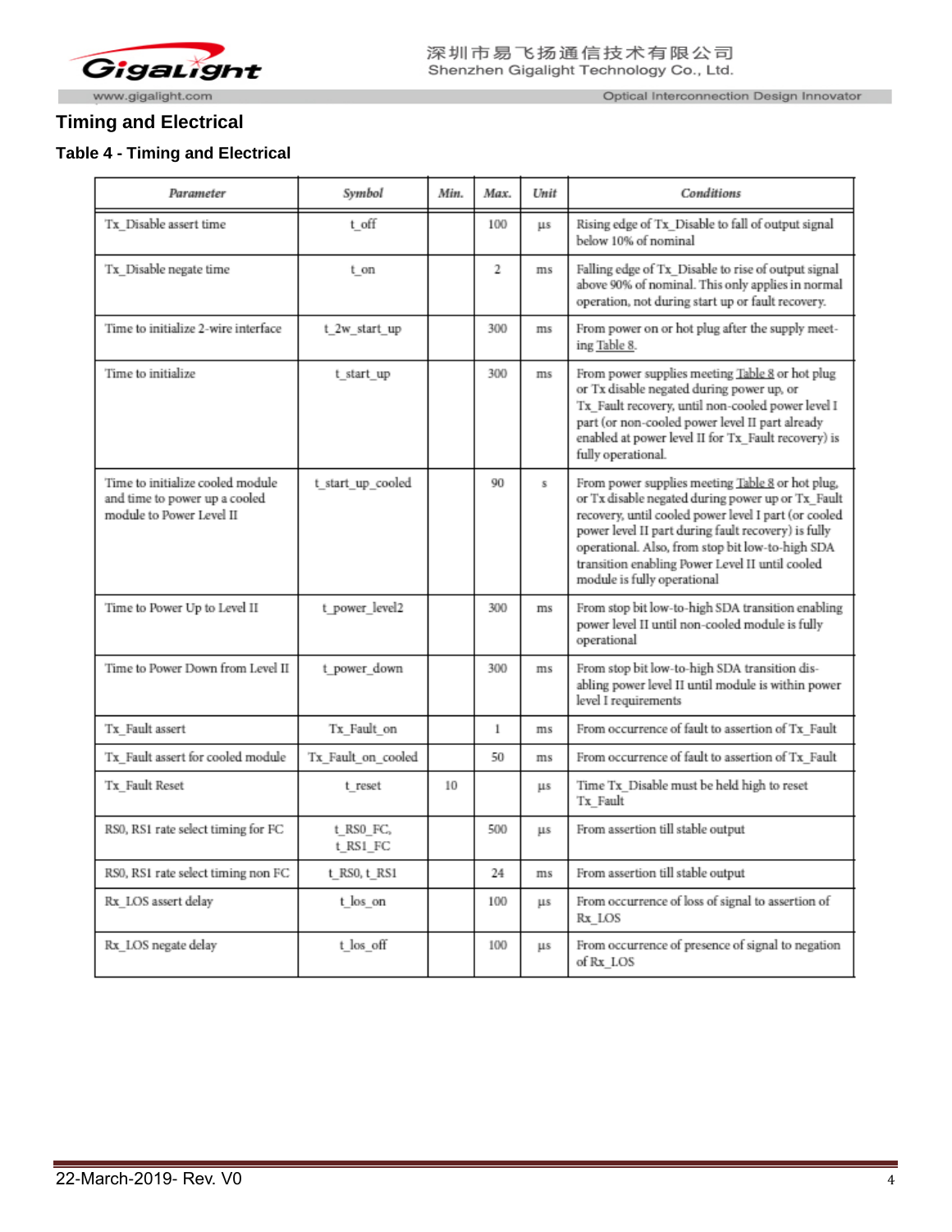## Timing and Electrical

### Table 4 - Timing and Electrical

| *Parameter* | *Symbol* | *Min.* | *Max.* | *Unit* | *Conditions* |
|---|---|---|---|---|---|
| Tx_Disable assert time | t_off | | 100 | µs | Rising edge of Tx_Disable to fall of output signal below 10% of nominal |
| Tx_Disable negate time | t_on | | 2 | ms | Falling edge of Tx_Disable to rise of output signal above 90% of nominal. This only applies in normal operation, not during start up or fault recovery. |
| Time to initialize 2-wire interface | t_2w_start_up | | 300 | ms | From power on or hot plug after the supply meeting Table 8. |
| Time to initialize | t_start_up | | 300 | ms | From power supplies meeting Table 8 or hot plug or Tx disable negated during power up, or Tx_Fault recovery, until non-cooled power level I part (or non-cooled power level II part already enabled at power level II for Tx_Fault recovery) is fully operational. |
| Time to initialize cooled module and time to power up a cooled module to Power Level II | t_start_up_cooled | | 90 | s | From power supplies meeting Table 8 or hot plug, or Tx disable negated during power up or Tx_Fault recovery, until cooled power level I part (or cooled power level II part during fault recovery) is fully operational. Also, from stop bit low-to-high SDA transition enabling Power Level II until cooled module is fully operational |
| Time to Power Up to Level II | t_power_level2 | | 300 | ms | From stop bit low-to-high SDA transition enabling power level II until non-cooled module is fully operational |
| Time to Power Down from Level II | t_power_down | | 300 | ms | From stop bit low-to-high SDA transition disabling power level II until module is within power level I requirements |
| Tx_Fault assert | Tx_Fault_on | | 1 | ms | From occurrence of fault to assertion of Tx_Fault |
| Tx_Fault assert for cooled module | Tx_Fault_on_cooled | | 50 | ms | From occurrence of fault to assertion of Tx_Fault |
| Tx_Fault Reset | t_reset | 10 | | µs | Time Tx_Disable must be held high to reset Tx_Fault |
| RS0, RS1 rate select timing for FC | t_RS0_FC, t_RS1_FC | | 500 | µs | From assertion till stable output |
| RS0, RS1 rate select timing non FC | t_RS0, t_RS1 | | 24 | ms | From assertion till stable output |
| Rx_LOS assert delay | t_los_on | | 100 | µs | From occurrence of loss of signal to assertion of Rx_LOS |
| Rx_LOS negate delay | t_los_off | | 100 | µs | From occurrence of presence of signal to negation of Rx_LOS |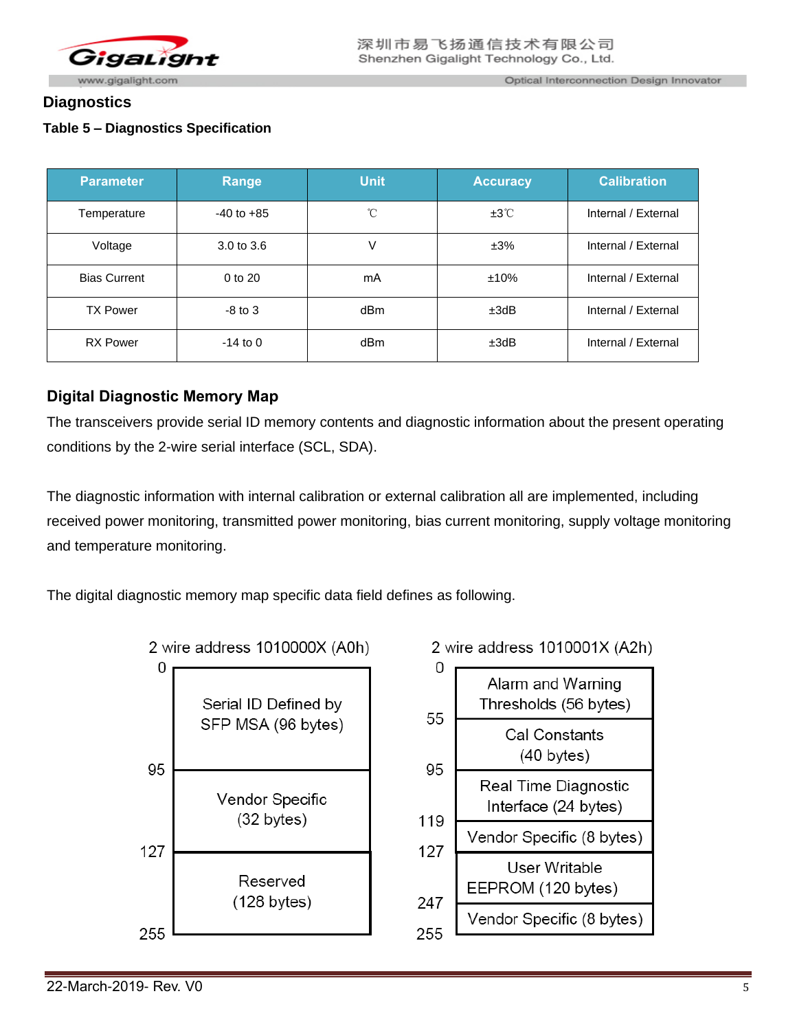## Diagnostics

**Table 5 – Diagnostics Specification**

| Parameter | Range | Unit | Accuracy | Calibration |
|---|---|---|---|---|
| Temperature | -40 to +85 | ℃ | ±3℃ | Internal / External |
| Voltage | 3.0 to 3.6 | V | ±3% | Internal / External |
| Bias Current | 0 to 20 | mA | ±10% | Internal / External |
| TX Power | -8 to 3 | dBm | ±3dB | Internal / External |
| RX Power | -14 to 0 | dBm | ±3dB | Internal / External |

## Digital Diagnostic Memory Map

The transceivers provide serial ID memory contents and diagnostic information about the present operating conditions by the 2-wire serial interface (SCL, SDA).

The diagnostic information with internal calibration or external calibration all are implemented, including received power monitoring, transmitted power monitoring, bias current monitoring, supply voltage monitoring and temperature monitoring.

The digital diagnostic memory map specific data field defines as following.

**2 wire address 1010000X (A0h)**

| Address | Content |
|---|---|
| 0–95 | Serial ID Defined by SFP MSA (96 bytes) |
| 95–127 | Vendor Specific (32 bytes) |
| 127–255 | Reserved (128 bytes) |

**2 wire address 1010001X (A2h)**

| Address | Content |
|---|---|
| 0–55 | Alarm and Warning Thresholds (56 bytes) |
| 55–95 | Cal Constants (40 bytes) |
| 95–119 | Real Time Diagnostic Interface (24 bytes) |
| 119–127 | Vendor Specific (8 bytes) |
| 127–247 | User Writable EEPROM (120 bytes) |
| 247–255 | Vendor Specific (8 bytes) |

22-March-2019- Rev. V0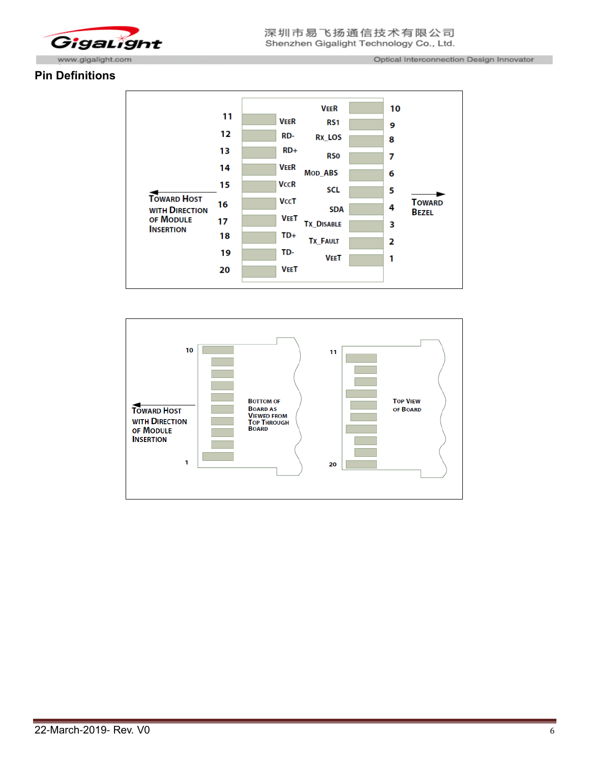## Pin Definitions

| Pin | Name | Pin | Name |
|---|---|---|---|
| 11 | VEER | 10 | VEER |
| 12 | RD- | 9 | RS1 |
| 13 | RD+ | 8 | RX_LOS |
| 14 | VEER | 7 | RS0 |
| 15 | VCCR | 6 | MOD_ABS |
| 16 | VCCT | 5 | SCL |
| 17 | VEET | 4 | SDA |
| 18 | TD+ | 3 | TX_DISABLE |
| 19 | TD- | 2 | TX_FAULT |
| 20 | VEET | 1 | VEET |

← TOWARD HOST WITH DIRECTION OF MODULE INSERTION

TOWARD BEZEL →

BOTTOM OF BOARD AS VIEWED FROM TOP THROUGH BOARD (pins 1–10)

TOP VIEW OF BOARD (pins 11–20)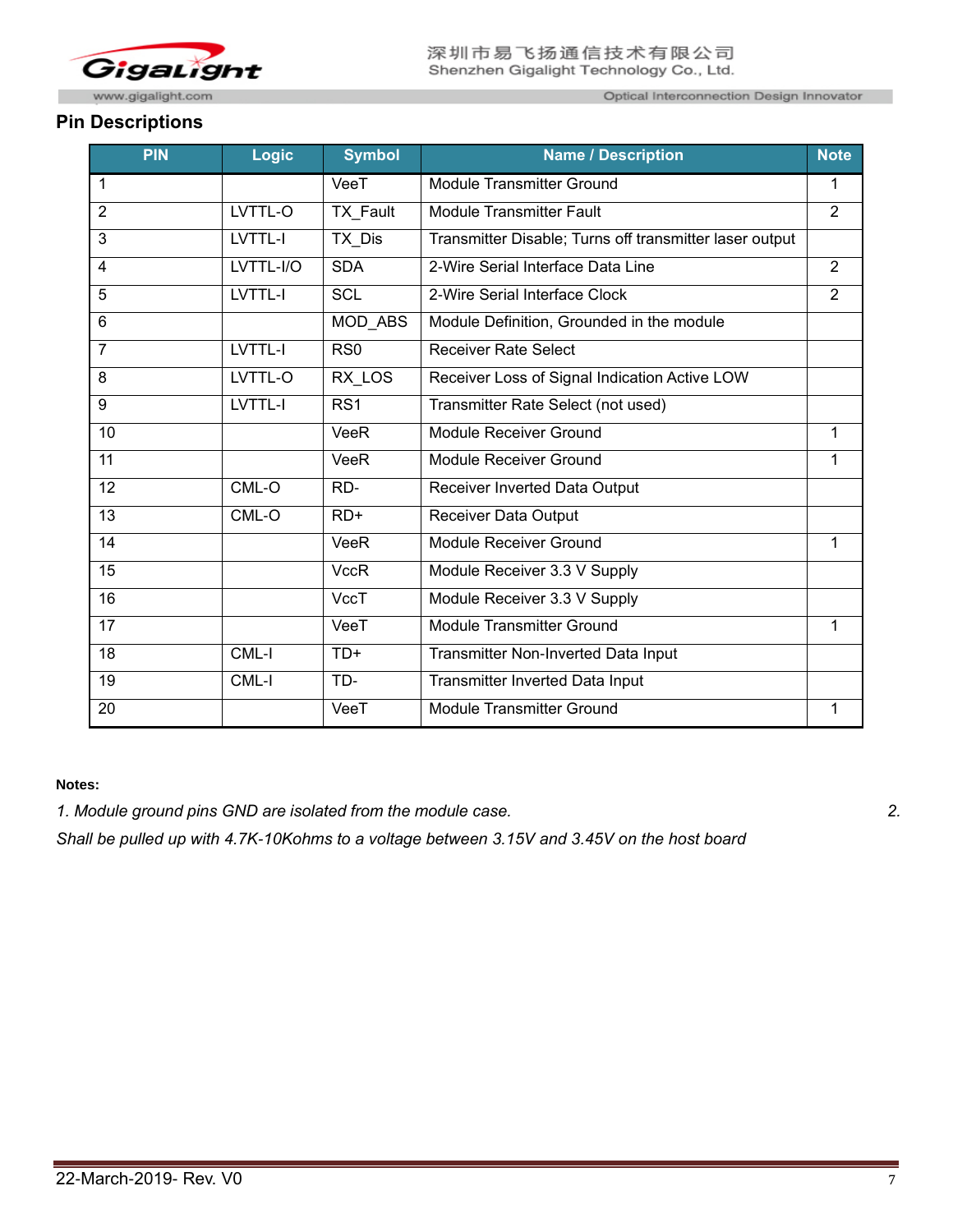## Pin Descriptions

| PIN | Logic | Symbol | Name / Description | Note |
|---|---|---|---|---|
| 1 | | VeeT | Module Transmitter Ground | 1 |
| 2 | LVTTL-O | TX_Fault | Module Transmitter Fault | 2 |
| 3 | LVTTL-I | TX_Dis | Transmitter Disable; Turns off transmitter laser output | |
| 4 | LVTTL-I/O | SDA | 2-Wire Serial Interface Data Line | 2 |
| 5 | LVTTL-I | SCL | 2-Wire Serial Interface Clock | 2 |
| 6 | | MOD_ABS | Module Definition, Grounded in the module | |
| 7 | LVTTL-I | RS0 | Receiver Rate Select | |
| 8 | LVTTL-O | RX_LOS | Receiver Loss of Signal Indication Active LOW | |
| 9 | LVTTL-I | RS1 | Transmitter Rate Select (not used) | |
| 10 | | VeeR | Module Receiver Ground | 1 |
| 11 | | VeeR | Module Receiver Ground | 1 |
| 12 | CML-O | RD- | Receiver Inverted Data Output | |
| 13 | CML-O | RD+ | Receiver Data Output | |
| 14 | | VeeR | Module Receiver Ground | 1 |
| 15 | | VccR | Module Receiver 3.3 V Supply | |
| 16 | | VccT | Module Receiver 3.3 V Supply | |
| 17 | | VeeT | Module Transmitter Ground | 1 |
| 18 | CML-I | TD+ | Transmitter Non-Inverted Data Input | |
| 19 | CML-I | TD- | Transmitter Inverted Data Input | |
| 20 | | VeeT | Module Transmitter Ground | 1 |

**Notes:**

*1. Module ground pins GND are isolated from the module case.*

*2. Shall be pulled up with 4.7K-10Kohms to a voltage between 3.15V and 3.45V on the host board*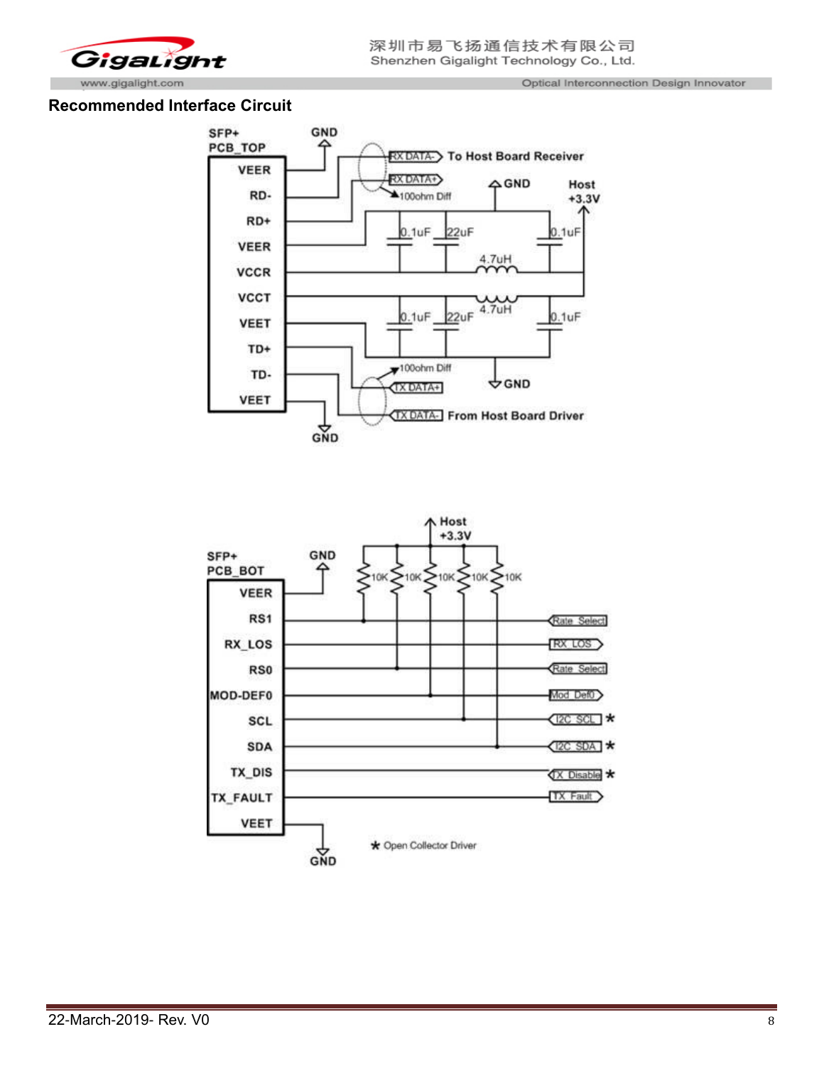## Recommended Interface Circuit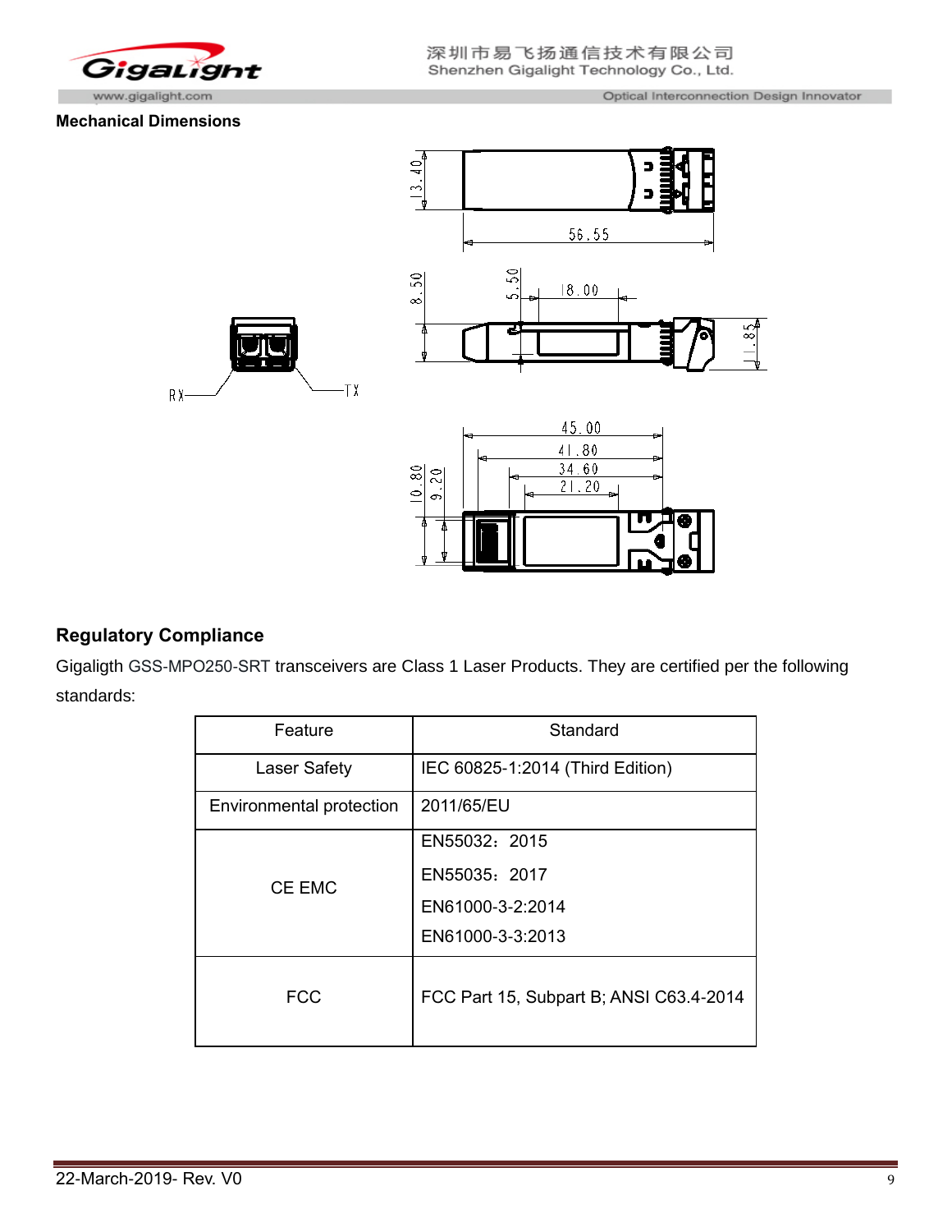## Mechanical Dimensions

## Regulatory Compliance

Gigaligth GSS-MPO250-SRT transceivers are Class 1 Laser Products. They are certified per the following standards:

| Feature | Standard |
|---|---|
| Laser Safety | IEC 60825-1:2014 (Third Edition) |
| Environmental protection | 2011/65/EU |
| CE EMC | EN55032：2015<br>EN55035：2017<br>EN61000-3-2:2014<br>EN61000-3-3:2013 |
| FCC | FCC Part 15, Subpart B; ANSI C63.4-2014 |

22-March-2019- Rev. V0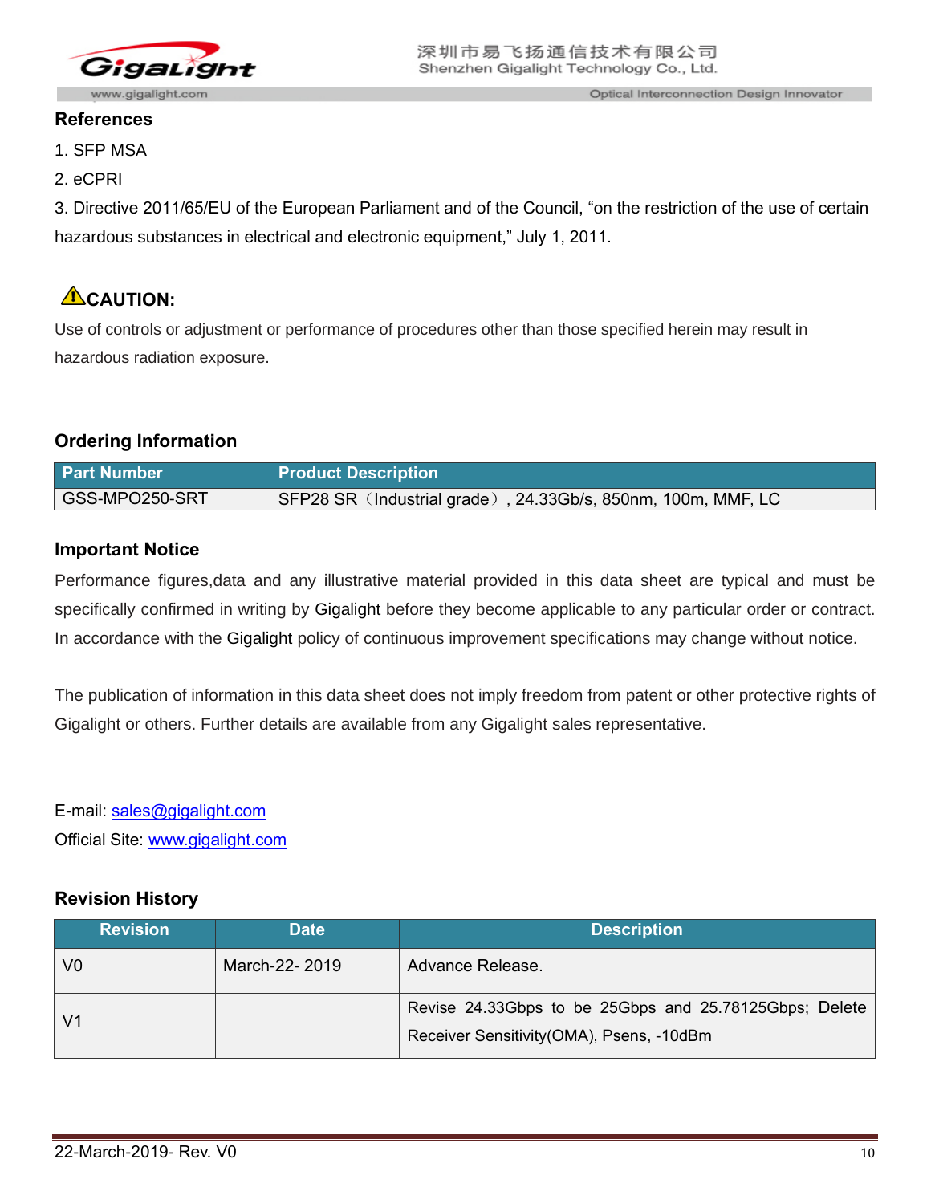## References

1. SFP MSA
2. eCPRI
3. Directive 2011/65/EU of the European Parliament and of the Council, “on the restriction of the use of certain hazardous substances in electrical and electronic equipment,” July 1, 2011.

### ⚠CAUTION:

Use of controls or adjustment or performance of procedures other than those specified herein may result in hazardous radiation exposure.

## Ordering Information

| Part Number | Product Description |
|---|---|
| GSS-MPO250-SRT | SFP28 SR（Industrial grade）, 24.33Gb/s, 850nm, 100m, MMF, LC |

## Important Notice

Performance figures,data and any illustrative material provided in this data sheet are typical and must be specifically confirmed in writing by Gigalight before they become applicable to any particular order or contract. In accordance with the Gigalight policy of continuous improvement specifications may change without notice.

The publication of information in this data sheet does not imply freedom from patent or other protective rights of Gigalight or others. Further details are available from any Gigalight sales representative.

E-mail: sales@gigalight.com
Official Site: www.gigalight.com

## Revision History

| Revision | Date | Description |
|---|---|---|
| V0 | March-22- 2019 | Advance Release. |
| V1 | | Revise 24.33Gbps to be 25Gbps and 25.78125Gbps; Delete Receiver Sensitivity(OMA), Psens, -10dBm |